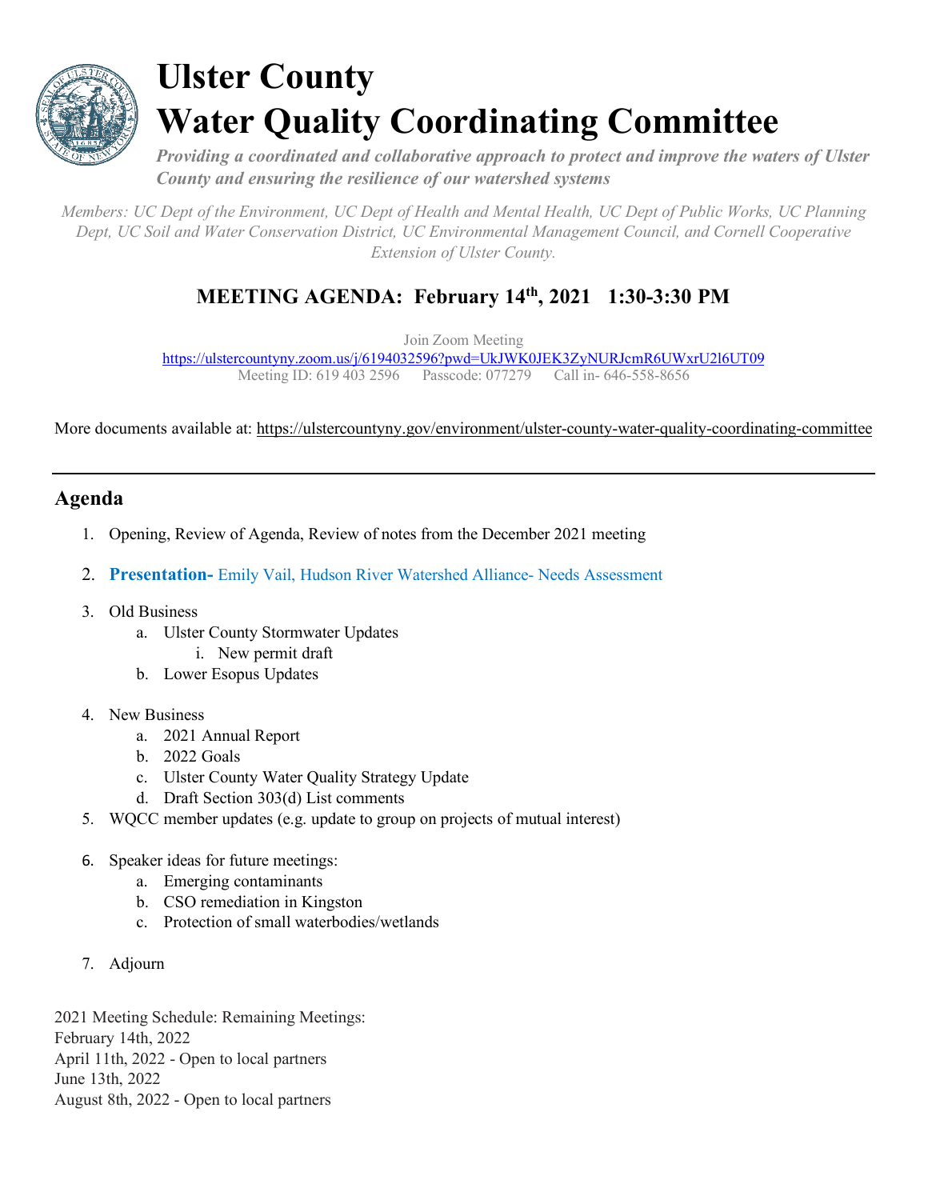# Ulster County
# Water Quality Coordinating Committee

***Providing a coordinated and collaborative approach to protect and improve the waters of Ulster County and ensuring the resilience of our watershed systems***

*Members: UC Dept of the Environment, UC Dept of Health and Mental Health, UC Dept of Public Works, UC Planning Dept, UC Soil and Water Conservation District, UC Environmental Management Council, and Cornell Cooperative Extension of Ulster County.*

## MEETING AGENDA: February 14th, 2021 1:30-3:30 PM

Join Zoom Meeting
https://ulstercountyny.zoom.us/j/6194032596?pwd=UkJWK0JEK3ZyNURJcmR6UWxrU2l6UT09
Meeting ID: 619 403 2596 Passcode: 077279 Call in- 646-558-8656

More documents available at: https://ulstercountyny.gov/environment/ulster-county-water-quality-coordinating-committee

---

## Agenda

1. Opening, Review of Agenda, Review of notes from the December 2021 meeting
2. **Presentation-** Emily Vail, Hudson River Watershed Alliance- Needs Assessment
3. Old Business
    a. Ulster County Stormwater Updates
        i. New permit draft
    b. Lower Esopus Updates
4. New Business
    a. 2021 Annual Report
    b. 2022 Goals
    c. Ulster County Water Quality Strategy Update
    d. Draft Section 303(d) List comments
5. WQCC member updates (e.g. update to group on projects of mutual interest)
6. Speaker ideas for future meetings:
    a. Emerging contaminants
    b. CSO remediation in Kingston
    c. Protection of small waterbodies/wetlands
7. Adjourn

2021 Meeting Schedule: Remaining Meetings:
February 14th, 2022
April 11th, 2022 - Open to local partners
June 13th, 2022
August 8th, 2022 - Open to local partners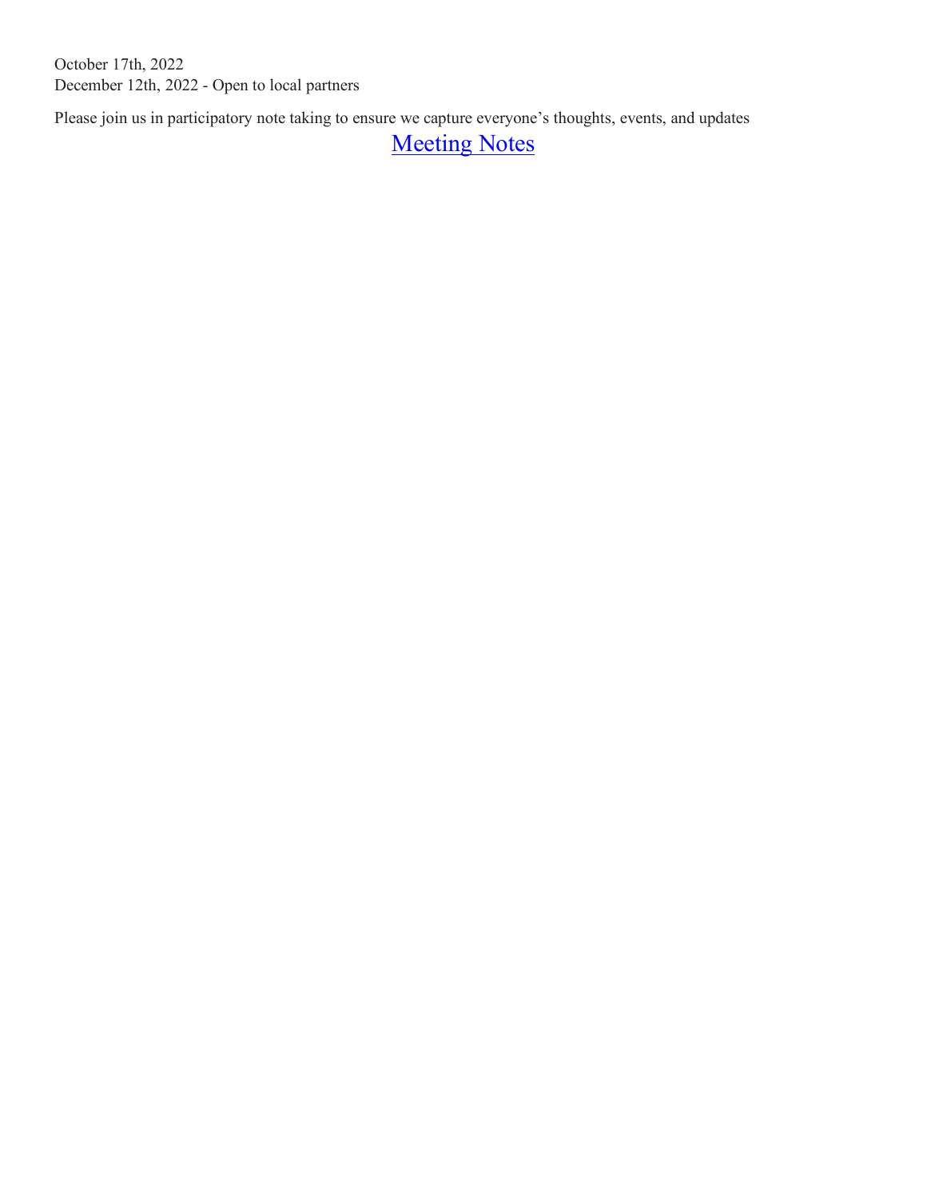October 17th, 2022
December 12th, 2022 - Open to local partners

Please join us in participatory note taking to ensure we capture everyone's thoughts, events, and updates

[Meeting Notes]